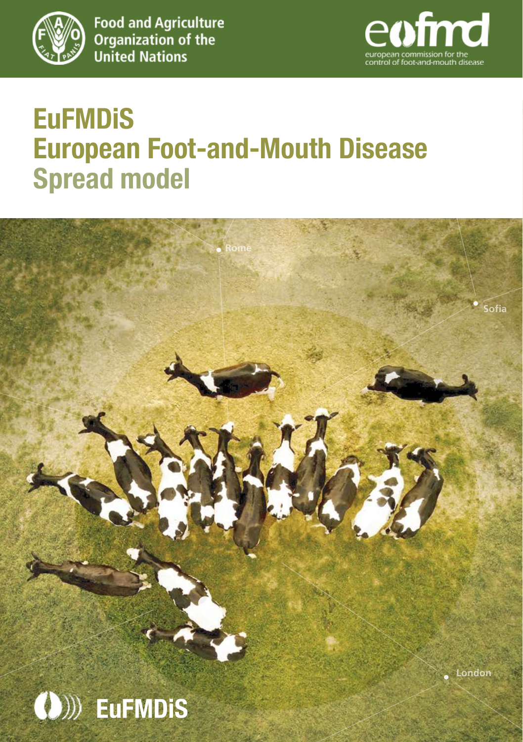Food and Agriculture Organization of the United Nations

eufmd
european commission for the control of foot-and-mouth disease

# EuFMDiS
# European Foot-and-Mouth Disease Spread model

Rome

Sofia

London

EuFMDiS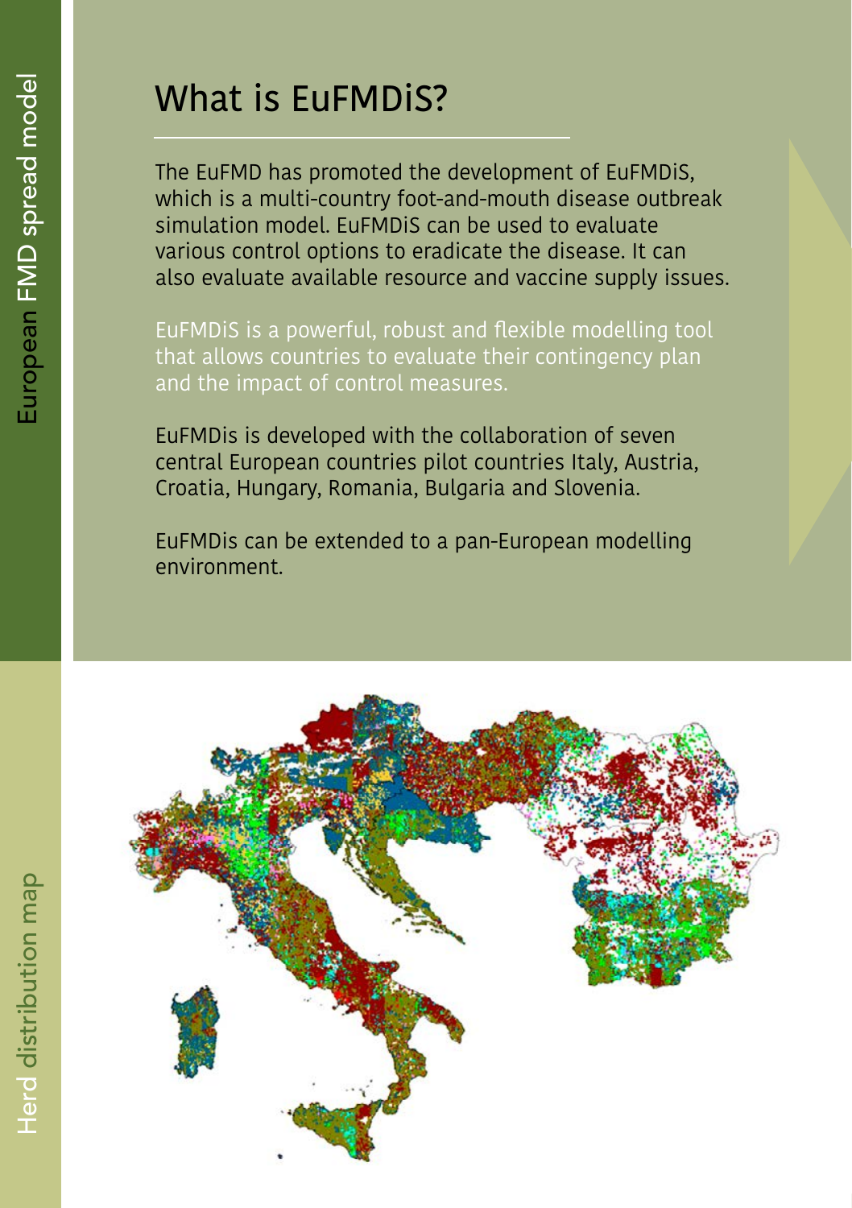# What is EuFMDiS?

The EuFMD has promoted the development of EuFMDiS, which is a multi-country foot-and-mouth disease outbreak simulation model. EuFMDiS can be used to evaluate various control options to eradicate the disease. It can also evaluate available resource and vaccine supply issues.

EuFMDiS is a powerful, robust and flexible modelling tool that allows countries to evaluate their contingency plan and the impact of control measures.

EuFMDis is developed with the collaboration of seven central European countries pilot countries Italy, Austria, Croatia, Hungary, Romania, Bulgaria and Slovenia.

EuFMDis can be extended to a pan-European modelling environment.

Herd distribution map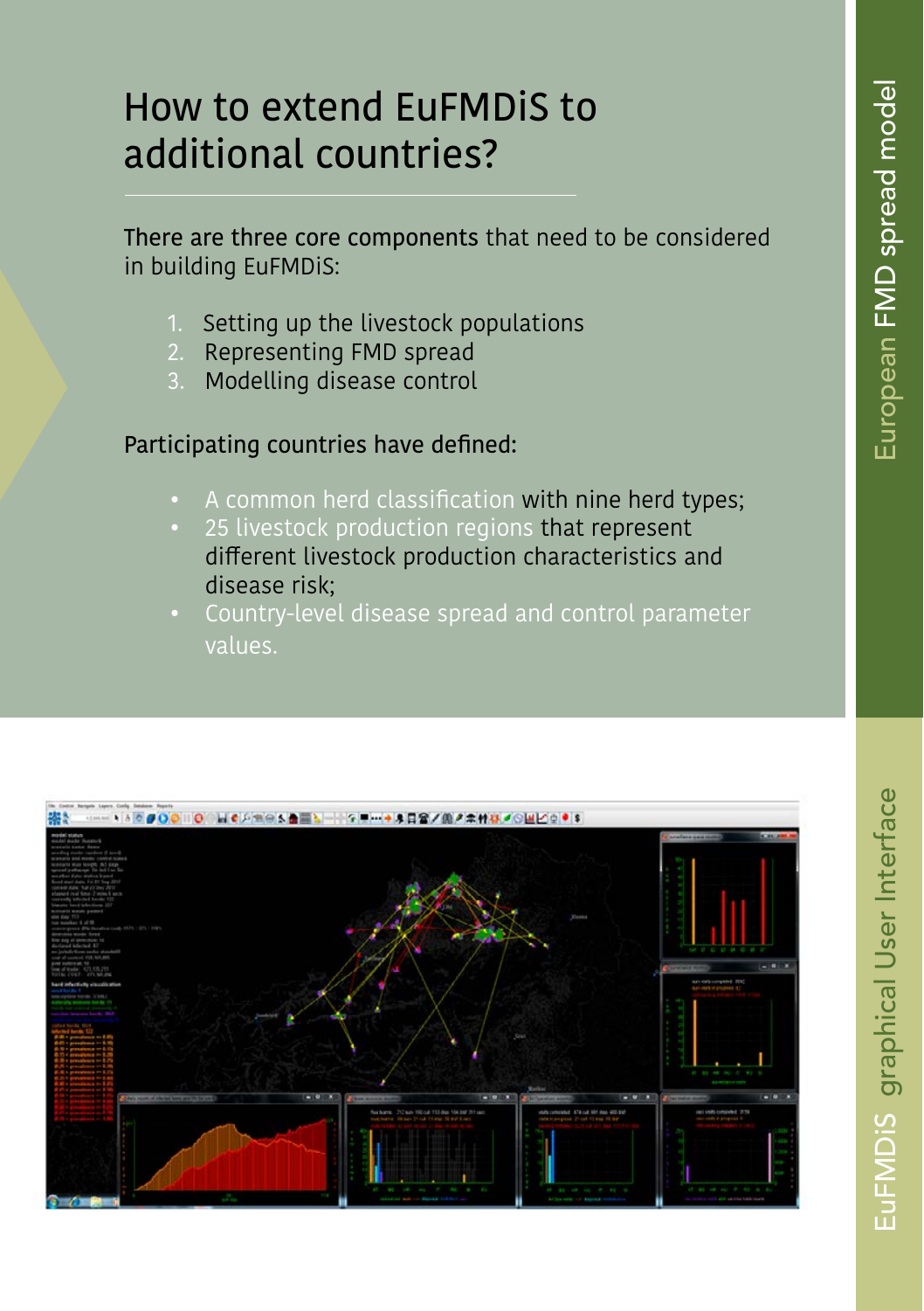# How to extend EuFMDiS to additional countries?

**There are three core components** that need to be considered in building EuFMDiS:

1. Setting up the livestock populations
2. Representing FMD spread
3. Modelling disease control

**Participating countries have defined:**

- A common herd classification with nine herd types;
- 25 livestock production regions that represent different livestock production characteristics and disease risk;
- Country-level disease spread and control parameter values.

EuFMDiS graphical User Interface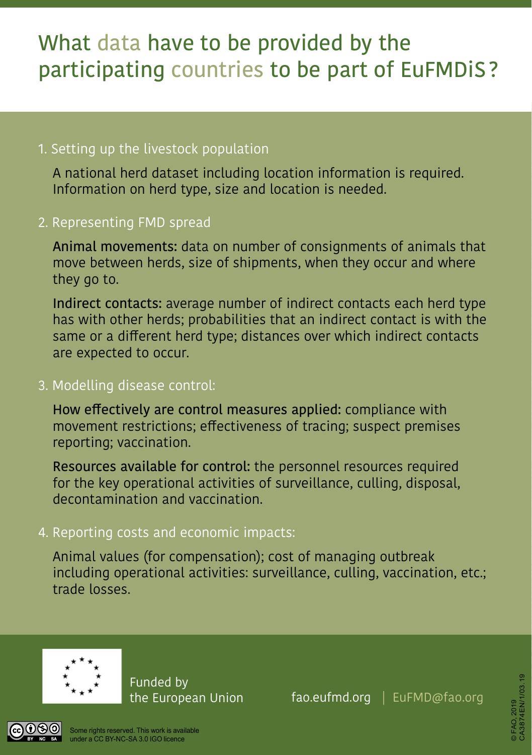# What data have to be provided by the participating countries to be part of EuFMDiS?

1. Setting up the livestock population

   A national herd dataset including location information is required. Information on herd type, size and location is needed.

2. Representing FMD spread

   **Animal movements:** data on number of consignments of animals that move between herds, size of shipments, when they occur and where they go to.

   **Indirect contacts:** average number of indirect contacts each herd type has with other herds; probabilities that an indirect contact is with the same or a different herd type; distances over which indirect contacts are expected to occur.

3. Modelling disease control:

   **How effectively are control measures applied:** compliance with movement restrictions; effectiveness of tracing; suspect premises reporting; vaccination.

   **Resources available for control:** the personnel resources required for the key operational activities of surveillance, culling, disposal, decontamination and vaccination.

4. Reporting costs and economic impacts:

   Animal values (for compensation); cost of managing outbreak including operational activities: surveillance, culling, vaccination, etc.; trade losses.

Funded by the European Union

fao.eufmd.org | EuFMD@fao.org

Some rights reserved. This work is available under a CC BY-NC-SA 3.0 IGO licence

© FAO, 2019
CA3874EN/1/03.19